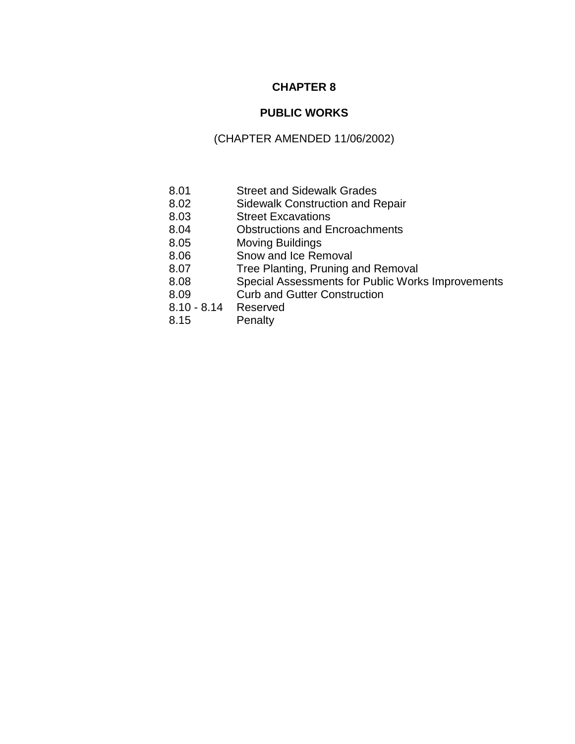# CHAPTER 8

## PUBLIC WORKS

(CHAPTER AMENDED 11/06/2002)

| | |
|---|---|
| 8.01 | Street and Sidewalk Grades |
| 8.02 | Sidewalk Construction and Repair |
| 8.03 | Street Excavations |
| 8.04 | Obstructions and Encroachments |
| 8.05 | Moving Buildings |
| 8.06 | Snow and Ice Removal |
| 8.07 | Tree Planting, Pruning and Removal |
| 8.08 | Special Assessments for Public Works Improvements |
| 8.09 | Curb and Gutter Construction |
| 8.10 - 8.14 | Reserved |
| 8.15 | Penalty |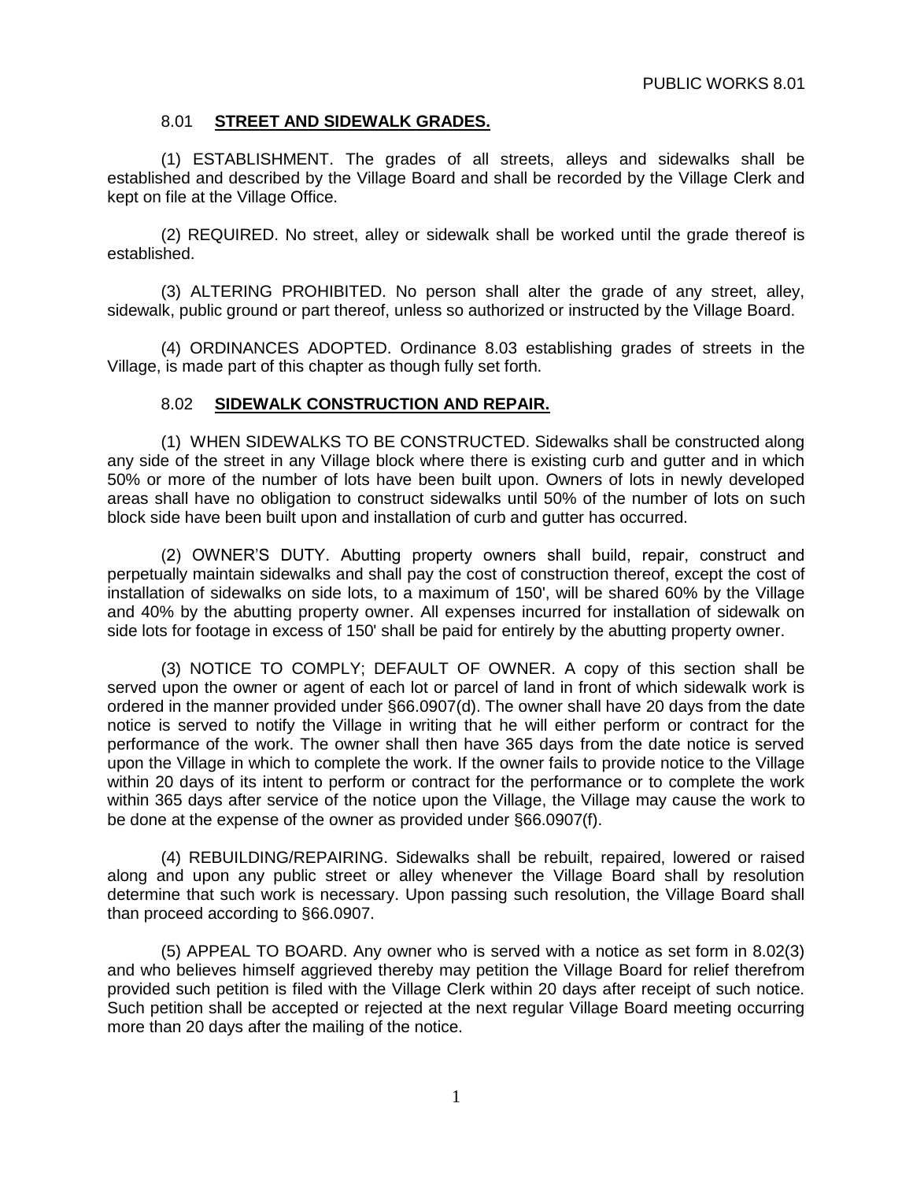### 8.01 **STREET AND SIDEWALK GRADES.**

(1) ESTABLISHMENT. The grades of all streets, alleys and sidewalks shall be established and described by the Village Board and shall be recorded by the Village Clerk and kept on file at the Village Office.

(2) REQUIRED. No street, alley or sidewalk shall be worked until the grade thereof is established.

(3) ALTERING PROHIBITED. No person shall alter the grade of any street, alley, sidewalk, public ground or part thereof, unless so authorized or instructed by the Village Board.

(4) ORDINANCES ADOPTED. Ordinance 8.03 establishing grades of streets in the Village, is made part of this chapter as though fully set forth.

### 8.02 **SIDEWALK CONSTRUCTION AND REPAIR.**

(1) WHEN SIDEWALKS TO BE CONSTRUCTED. Sidewalks shall be constructed along any side of the street in any Village block where there is existing curb and gutter and in which 50% or more of the number of lots have been built upon. Owners of lots in newly developed areas shall have no obligation to construct sidewalks until 50% of the number of lots on such block side have been built upon and installation of curb and gutter has occurred.

(2) OWNER'S DUTY. Abutting property owners shall build, repair, construct and perpetually maintain sidewalks and shall pay the cost of construction thereof, except the cost of installation of sidewalks on side lots, to a maximum of 150', will be shared 60% by the Village and 40% by the abutting property owner. All expenses incurred for installation of sidewalk on side lots for footage in excess of 150' shall be paid for entirely by the abutting property owner.

(3) NOTICE TO COMPLY; DEFAULT OF OWNER. A copy of this section shall be served upon the owner or agent of each lot or parcel of land in front of which sidewalk work is ordered in the manner provided under §66.0907(d). The owner shall have 20 days from the date notice is served to notify the Village in writing that he will either perform or contract for the performance of the work. The owner shall then have 365 days from the date notice is served upon the Village in which to complete the work. If the owner fails to provide notice to the Village within 20 days of its intent to perform or contract for the performance or to complete the work within 365 days after service of the notice upon the Village, the Village may cause the work to be done at the expense of the owner as provided under §66.0907(f).

(4) REBUILDING/REPAIRING. Sidewalks shall be rebuilt, repaired, lowered or raised along and upon any public street or alley whenever the Village Board shall by resolution determine that such work is necessary. Upon passing such resolution, the Village Board shall than proceed according to §66.0907.

(5) APPEAL TO BOARD. Any owner who is served with a notice as set form in 8.02(3) and who believes himself aggrieved thereby may petition the Village Board for relief therefrom provided such petition is filed with the Village Clerk within 20 days after receipt of such notice. Such petition shall be accepted or rejected at the next regular Village Board meeting occurring more than 20 days after the mailing of the notice.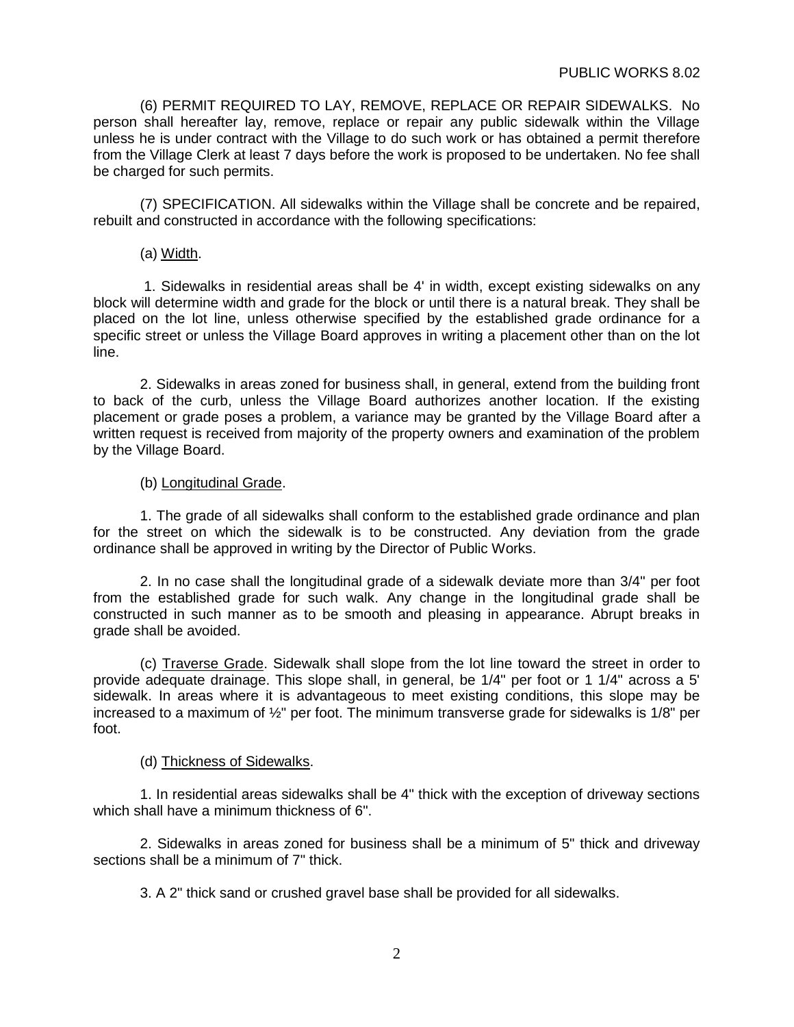(6) PERMIT REQUIRED TO LAY, REMOVE, REPLACE OR REPAIR SIDEWALKS. No person shall hereafter lay, remove, replace or repair any public sidewalk within the Village unless he is under contract with the Village to do such work or has obtained a permit therefore from the Village Clerk at least 7 days before the work is proposed to be undertaken. No fee shall be charged for such permits.

(7) SPECIFICATION. All sidewalks within the Village shall be concrete and be repaired, rebuilt and constructed in accordance with the following specifications:

(a) <u>Width</u>.

1. Sidewalks in residential areas shall be 4' in width, except existing sidewalks on any block will determine width and grade for the block or until there is a natural break. They shall be placed on the lot line, unless otherwise specified by the established grade ordinance for a specific street or unless the Village Board approves in writing a placement other than on the lot line.

2. Sidewalks in areas zoned for business shall, in general, extend from the building front to back of the curb, unless the Village Board authorizes another location. If the existing placement or grade poses a problem, a variance may be granted by the Village Board after a written request is received from majority of the property owners and examination of the problem by the Village Board.

(b) <u>Longitudinal Grade</u>.

1. The grade of all sidewalks shall conform to the established grade ordinance and plan for the street on which the sidewalk is to be constructed. Any deviation from the grade ordinance shall be approved in writing by the Director of Public Works.

2. In no case shall the longitudinal grade of a sidewalk deviate more than 3/4" per foot from the established grade for such walk. Any change in the longitudinal grade shall be constructed in such manner as to be smooth and pleasing in appearance. Abrupt breaks in grade shall be avoided.

(c) <u>Traverse Grade</u>. Sidewalk shall slope from the lot line toward the street in order to provide adequate drainage. This slope shall, in general, be 1/4" per foot or 1 1/4" across a 5' sidewalk. In areas where it is advantageous to meet existing conditions, this slope may be increased to a maximum of ½" per foot. The minimum transverse grade for sidewalks is 1/8" per foot.

(d) <u>Thickness of Sidewalks</u>.

1. In residential areas sidewalks shall be 4" thick with the exception of driveway sections which shall have a minimum thickness of 6".

2. Sidewalks in areas zoned for business shall be a minimum of 5" thick and driveway sections shall be a minimum of 7" thick.

3. A 2" thick sand or crushed gravel base shall be provided for all sidewalks.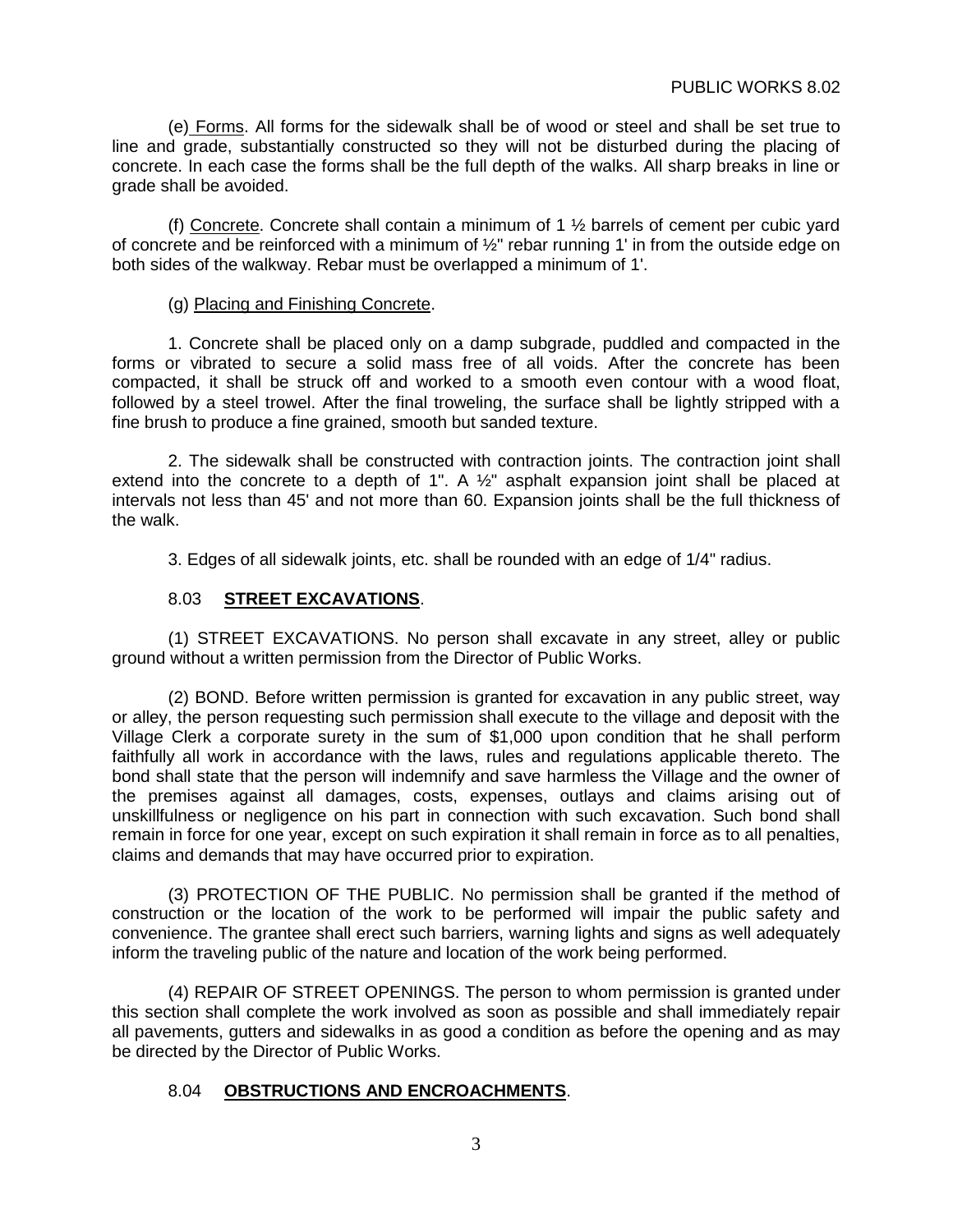(e) Forms. All forms for the sidewalk shall be of wood or steel and shall be set true to line and grade, substantially constructed so they will not be disturbed during the placing of concrete. In each case the forms shall be the full depth of the walks. All sharp breaks in line or grade shall be avoided.

(f) Concrete. Concrete shall contain a minimum of 1 ½ barrels of cement per cubic yard of concrete and be reinforced with a minimum of ½" rebar running 1' in from the outside edge on both sides of the walkway. Rebar must be overlapped a minimum of 1'.

(g) Placing and Finishing Concrete.

1. Concrete shall be placed only on a damp subgrade, puddled and compacted in the forms or vibrated to secure a solid mass free of all voids. After the concrete has been compacted, it shall be struck off and worked to a smooth even contour with a wood float, followed by a steel trowel. After the final troweling, the surface shall be lightly stripped with a fine brush to produce a fine grained, smooth but sanded texture.

2. The sidewalk shall be constructed with contraction joints. The contraction joint shall extend into the concrete to a depth of 1". A ½" asphalt expansion joint shall be placed at intervals not less than 45' and not more than 60. Expansion joints shall be the full thickness of the walk.

3. Edges of all sidewalk joints, etc. shall be rounded with an edge of 1/4" radius.

## 8.03 **STREET EXCAVATIONS**.

(1) STREET EXCAVATIONS. No person shall excavate in any street, alley or public ground without a written permission from the Director of Public Works.

(2) BOND. Before written permission is granted for excavation in any public street, way or alley, the person requesting such permission shall execute to the village and deposit with the Village Clerk a corporate surety in the sum of $1,000 upon condition that he shall perform faithfully all work in accordance with the laws, rules and regulations applicable thereto. The bond shall state that the person will indemnify and save harmless the Village and the owner of the premises against all damages, costs, expenses, outlays and claims arising out of unskillfulness or negligence on his part in connection with such excavation. Such bond shall remain in force for one year, except on such expiration it shall remain in force as to all penalties, claims and demands that may have occurred prior to expiration.

(3) PROTECTION OF THE PUBLIC. No permission shall be granted if the method of construction or the location of the work to be performed will impair the public safety and convenience. The grantee shall erect such barriers, warning lights and signs as well adequately inform the traveling public of the nature and location of the work being performed.

(4) REPAIR OF STREET OPENINGS. The person to whom permission is granted under this section shall complete the work involved as soon as possible and shall immediately repair all pavements, gutters and sidewalks in as good a condition as before the opening and as may be directed by the Director of Public Works.

## 8.04 **OBSTRUCTIONS AND ENCROACHMENTS**.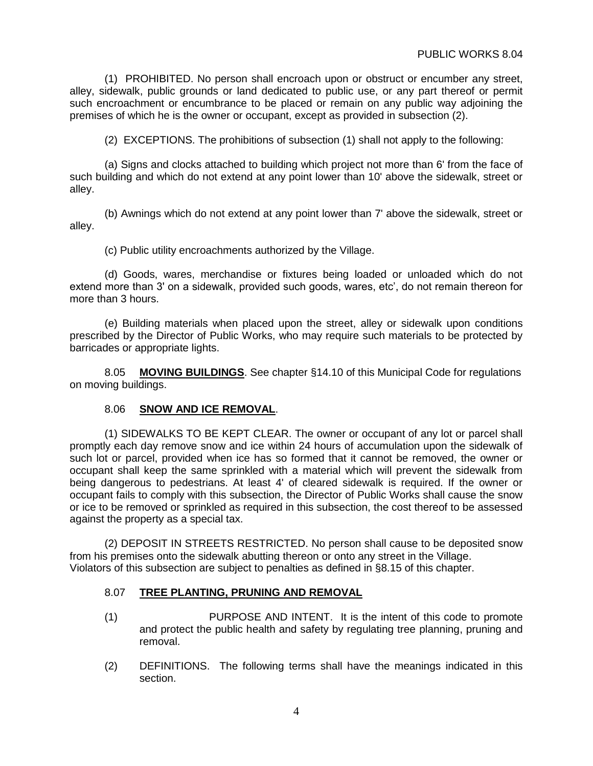(1) PROHIBITED. No person shall encroach upon or obstruct or encumber any street, alley, sidewalk, public grounds or land dedicated to public use, or any part thereof or permit such encroachment or encumbrance to be placed or remain on any public way adjoining the premises of which he is the owner or occupant, except as provided in subsection (2).

(2) EXCEPTIONS. The prohibitions of subsection (1) shall not apply to the following:

(a) Signs and clocks attached to building which project not more than 6' from the face of such building and which do not extend at any point lower than 10' above the sidewalk, street or alley.

(b) Awnings which do not extend at any point lower than 7' above the sidewalk, street or alley.

(c) Public utility encroachments authorized by the Village.

(d) Goods, wares, merchandise or fixtures being loaded or unloaded which do not extend more than 3' on a sidewalk, provided such goods, wares, etc', do not remain thereon for more than 3 hours.

(e) Building materials when placed upon the street, alley or sidewalk upon conditions prescribed by the Director of Public Works, who may require such materials to be protected by barricades or appropriate lights.

8.05 **MOVING BUILDINGS**. See chapter §14.10 of this Municipal Code for regulations on moving buildings.

8.06 **SNOW AND ICE REMOVAL**.

(1) SIDEWALKS TO BE KEPT CLEAR. The owner or occupant of any lot or parcel shall promptly each day remove snow and ice within 24 hours of accumulation upon the sidewalk of such lot or parcel, provided when ice has so formed that it cannot be removed, the owner or occupant shall keep the same sprinkled with a material which will prevent the sidewalk from being dangerous to pedestrians. At least 4' of cleared sidewalk is required. If the owner or occupant fails to comply with this subsection, the Director of Public Works shall cause the snow or ice to be removed or sprinkled as required in this subsection, the cost thereof to be assessed against the property as a special tax.

(2) DEPOSIT IN STREETS RESTRICTED. No person shall cause to be deposited snow from his premises onto the sidewalk abutting thereon or onto any street in the Village. Violators of this subsection are subject to penalties as defined in §8.15 of this chapter.

8.07 **TREE PLANTING, PRUNING AND REMOVAL**

(1) PURPOSE AND INTENT. It is the intent of this code to promote and protect the public health and safety by regulating tree planning, pruning and removal.

(2) DEFINITIONS. The following terms shall have the meanings indicated in this section.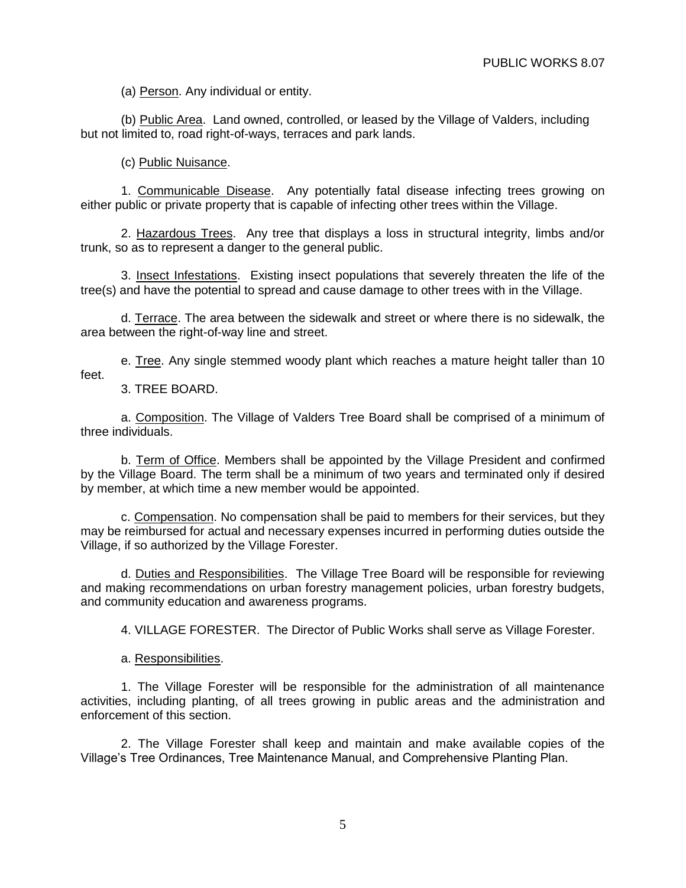(a) Person. Any individual or entity.

(b) Public Area. Land owned, controlled, or leased by the Village of Valders, including but not limited to, road right-of-ways, terraces and park lands.

(c) Public Nuisance.

1. Communicable Disease. Any potentially fatal disease infecting trees growing on either public or private property that is capable of infecting other trees within the Village.

2. Hazardous Trees. Any tree that displays a loss in structural integrity, limbs and/or trunk, so as to represent a danger to the general public.

3. Insect Infestations. Existing insect populations that severely threaten the life of the tree(s) and have the potential to spread and cause damage to other trees with in the Village.

d. Terrace. The area between the sidewalk and street or where there is no sidewalk, the area between the right-of-way line and street.

e. Tree. Any single stemmed woody plant which reaches a mature height taller than 10 feet.

3. TREE BOARD.

a. Composition. The Village of Valders Tree Board shall be comprised of a minimum of three individuals.

b. Term of Office. Members shall be appointed by the Village President and confirmed by the Village Board. The term shall be a minimum of two years and terminated only if desired by member, at which time a new member would be appointed.

c. Compensation. No compensation shall be paid to members for their services, but they may be reimbursed for actual and necessary expenses incurred in performing duties outside the Village, if so authorized by the Village Forester.

d. Duties and Responsibilities. The Village Tree Board will be responsible for reviewing and making recommendations on urban forestry management policies, urban forestry budgets, and community education and awareness programs.

4. VILLAGE FORESTER. The Director of Public Works shall serve as Village Forester.

a. Responsibilities.

1. The Village Forester will be responsible for the administration of all maintenance activities, including planting, of all trees growing in public areas and the administration and enforcement of this section.

2. The Village Forester shall keep and maintain and make available copies of the Village's Tree Ordinances, Tree Maintenance Manual, and Comprehensive Planting Plan.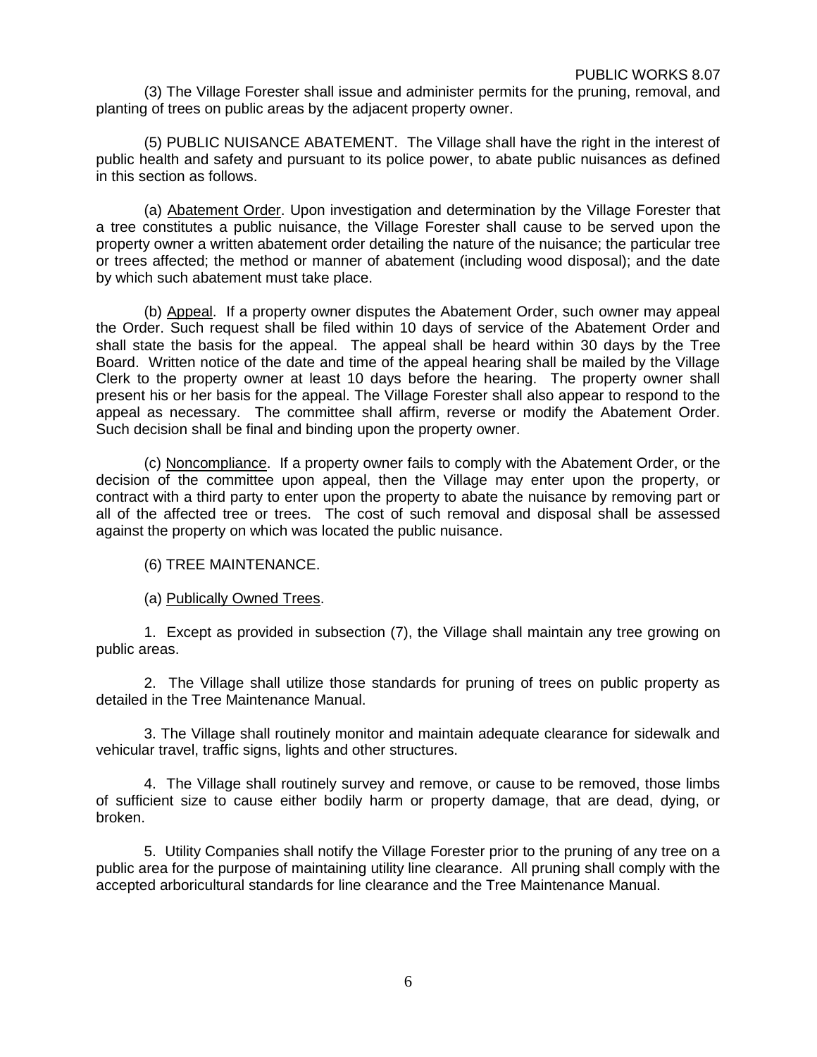(3) The Village Forester shall issue and administer permits for the pruning, removal, and planting of trees on public areas by the adjacent property owner.

(5) PUBLIC NUISANCE ABATEMENT. The Village shall have the right in the interest of public health and safety and pursuant to its police power, to abate public nuisances as defined in this section as follows.

(a) Abatement Order. Upon investigation and determination by the Village Forester that a tree constitutes a public nuisance, the Village Forester shall cause to be served upon the property owner a written abatement order detailing the nature of the nuisance; the particular tree or trees affected; the method or manner of abatement (including wood disposal); and the date by which such abatement must take place.

(b) Appeal. If a property owner disputes the Abatement Order, such owner may appeal the Order. Such request shall be filed within 10 days of service of the Abatement Order and shall state the basis for the appeal. The appeal shall be heard within 30 days by the Tree Board. Written notice of the date and time of the appeal hearing shall be mailed by the Village Clerk to the property owner at least 10 days before the hearing. The property owner shall present his or her basis for the appeal. The Village Forester shall also appear to respond to the appeal as necessary. The committee shall affirm, reverse or modify the Abatement Order. Such decision shall be final and binding upon the property owner.

(c) Noncompliance. If a property owner fails to comply with the Abatement Order, or the decision of the committee upon appeal, then the Village may enter upon the property, or contract with a third party to enter upon the property to abate the nuisance by removing part or all of the affected tree or trees. The cost of such removal and disposal shall be assessed against the property on which was located the public nuisance.

(6) TREE MAINTENANCE.

(a) Publically Owned Trees.

1. Except as provided in subsection (7), the Village shall maintain any tree growing on public areas.

2. The Village shall utilize those standards for pruning of trees on public property as detailed in the Tree Maintenance Manual.

3. The Village shall routinely monitor and maintain adequate clearance for sidewalk and vehicular travel, traffic signs, lights and other structures.

4. The Village shall routinely survey and remove, or cause to be removed, those limbs of sufficient size to cause either bodily harm or property damage, that are dead, dying, or broken.

5. Utility Companies shall notify the Village Forester prior to the pruning of any tree on a public area for the purpose of maintaining utility line clearance. All pruning shall comply with the accepted arboricultural standards for line clearance and the Tree Maintenance Manual.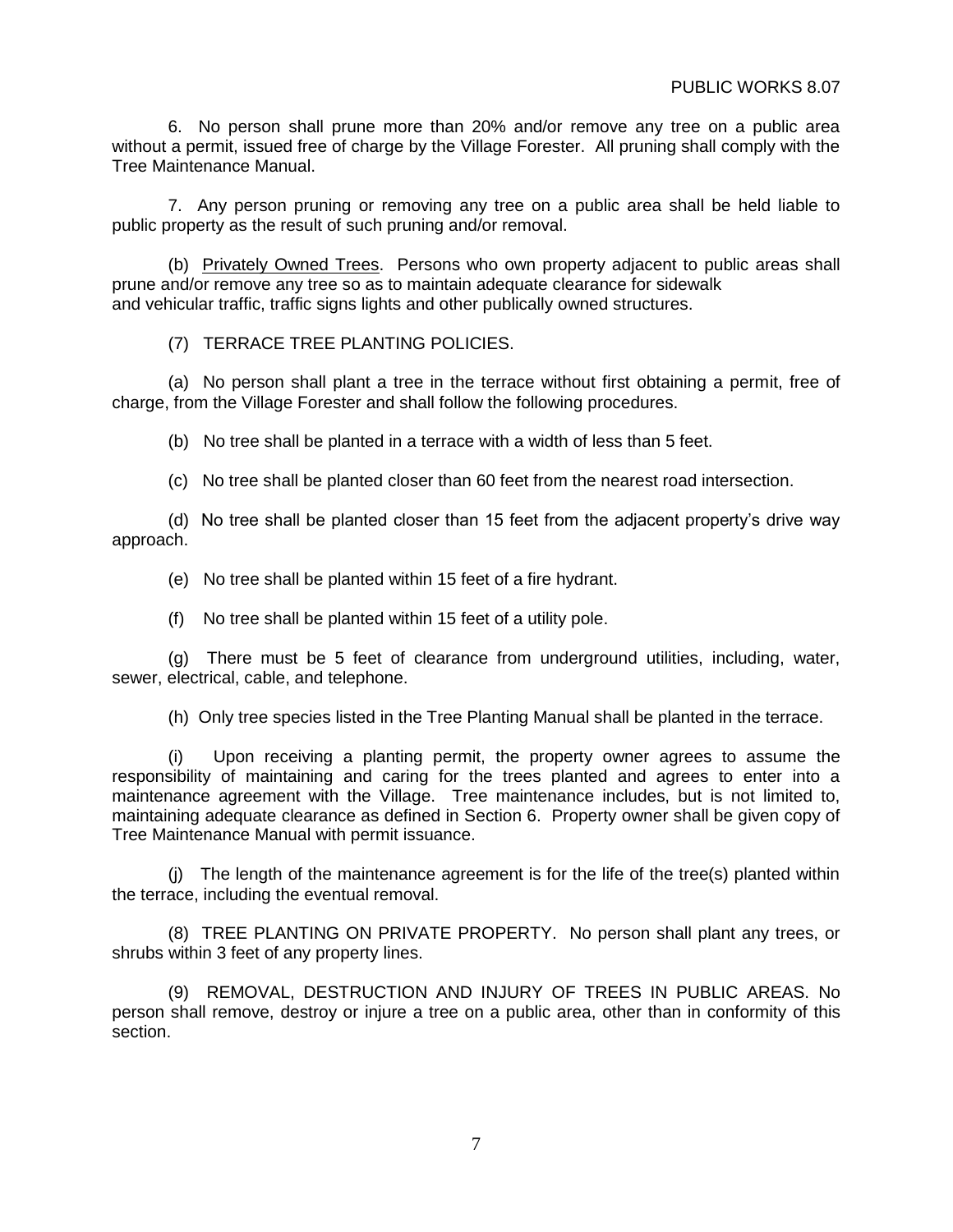6. No person shall prune more than 20% and/or remove any tree on a public area without a permit, issued free of charge by the Village Forester. All pruning shall comply with the Tree Maintenance Manual.

7. Any person pruning or removing any tree on a public area shall be held liable to public property as the result of such pruning and/or removal.

(b) Privately Owned Trees. Persons who own property adjacent to public areas shall prune and/or remove any tree so as to maintain adequate clearance for sidewalk and vehicular traffic, traffic signs lights and other publically owned structures.

(7) TERRACE TREE PLANTING POLICIES.

(a) No person shall plant a tree in the terrace without first obtaining a permit, free of charge, from the Village Forester and shall follow the following procedures.

(b) No tree shall be planted in a terrace with a width of less than 5 feet.

(c) No tree shall be planted closer than 60 feet from the nearest road intersection.

(d) No tree shall be planted closer than 15 feet from the adjacent property's drive way approach.

(e) No tree shall be planted within 15 feet of a fire hydrant.

(f) No tree shall be planted within 15 feet of a utility pole.

(g) There must be 5 feet of clearance from underground utilities, including, water, sewer, electrical, cable, and telephone.

(h) Only tree species listed in the Tree Planting Manual shall be planted in the terrace.

(i) Upon receiving a planting permit, the property owner agrees to assume the responsibility of maintaining and caring for the trees planted and agrees to enter into a maintenance agreement with the Village. Tree maintenance includes, but is not limited to, maintaining adequate clearance as defined in Section 6. Property owner shall be given copy of Tree Maintenance Manual with permit issuance.

(j) The length of the maintenance agreement is for the life of the tree(s) planted within the terrace, including the eventual removal.

(8) TREE PLANTING ON PRIVATE PROPERTY. No person shall plant any trees, or shrubs within 3 feet of any property lines.

(9) REMOVAL, DESTRUCTION AND INJURY OF TREES IN PUBLIC AREAS. No person shall remove, destroy or injure a tree on a public area, other than in conformity of this section.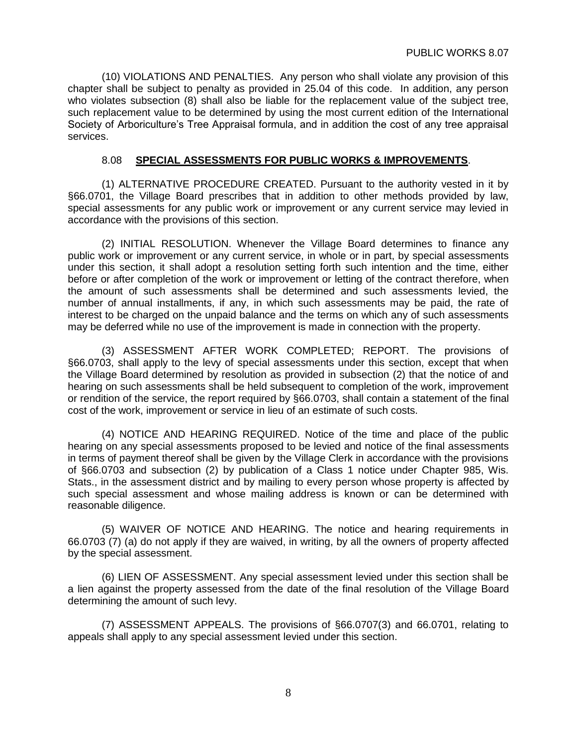(10) VIOLATIONS AND PENALTIES. Any person who shall violate any provision of this chapter shall be subject to penalty as provided in 25.04 of this code. In addition, any person who violates subsection (8) shall also be liable for the replacement value of the subject tree, such replacement value to be determined by using the most current edition of the International Society of Arboriculture's Tree Appraisal formula, and in addition the cost of any tree appraisal services.

## 8.08 **SPECIAL ASSESSMENTS FOR PUBLIC WORKS & IMPROVEMENTS**.

(1) ALTERNATIVE PROCEDURE CREATED. Pursuant to the authority vested in it by §66.0701, the Village Board prescribes that in addition to other methods provided by law, special assessments for any public work or improvement or any current service may levied in accordance with the provisions of this section.

(2) INITIAL RESOLUTION. Whenever the Village Board determines to finance any public work or improvement or any current service, in whole or in part, by special assessments under this section, it shall adopt a resolution setting forth such intention and the time, either before or after completion of the work or improvement or letting of the contract therefore, when the amount of such assessments shall be determined and such assessments levied, the number of annual installments, if any, in which such assessments may be paid, the rate of interest to be charged on the unpaid balance and the terms on which any of such assessments may be deferred while no use of the improvement is made in connection with the property.

(3) ASSESSMENT AFTER WORK COMPLETED; REPORT. The provisions of §66.0703, shall apply to the levy of special assessments under this section, except that when the Village Board determined by resolution as provided in subsection (2) that the notice of and hearing on such assessments shall be held subsequent to completion of the work, improvement or rendition of the service, the report required by §66.0703, shall contain a statement of the final cost of the work, improvement or service in lieu of an estimate of such costs.

(4) NOTICE AND HEARING REQUIRED. Notice of the time and place of the public hearing on any special assessments proposed to be levied and notice of the final assessments in terms of payment thereof shall be given by the Village Clerk in accordance with the provisions of §66.0703 and subsection (2) by publication of a Class 1 notice under Chapter 985, Wis. Stats., in the assessment district and by mailing to every person whose property is affected by such special assessment and whose mailing address is known or can be determined with reasonable diligence.

(5) WAIVER OF NOTICE AND HEARING. The notice and hearing requirements in 66.0703 (7) (a) do not apply if they are waived, in writing, by all the owners of property affected by the special assessment.

(6) LIEN OF ASSESSMENT. Any special assessment levied under this section shall be a lien against the property assessed from the date of the final resolution of the Village Board determining the amount of such levy.

(7) ASSESSMENT APPEALS. The provisions of §66.0707(3) and 66.0701, relating to appeals shall apply to any special assessment levied under this section.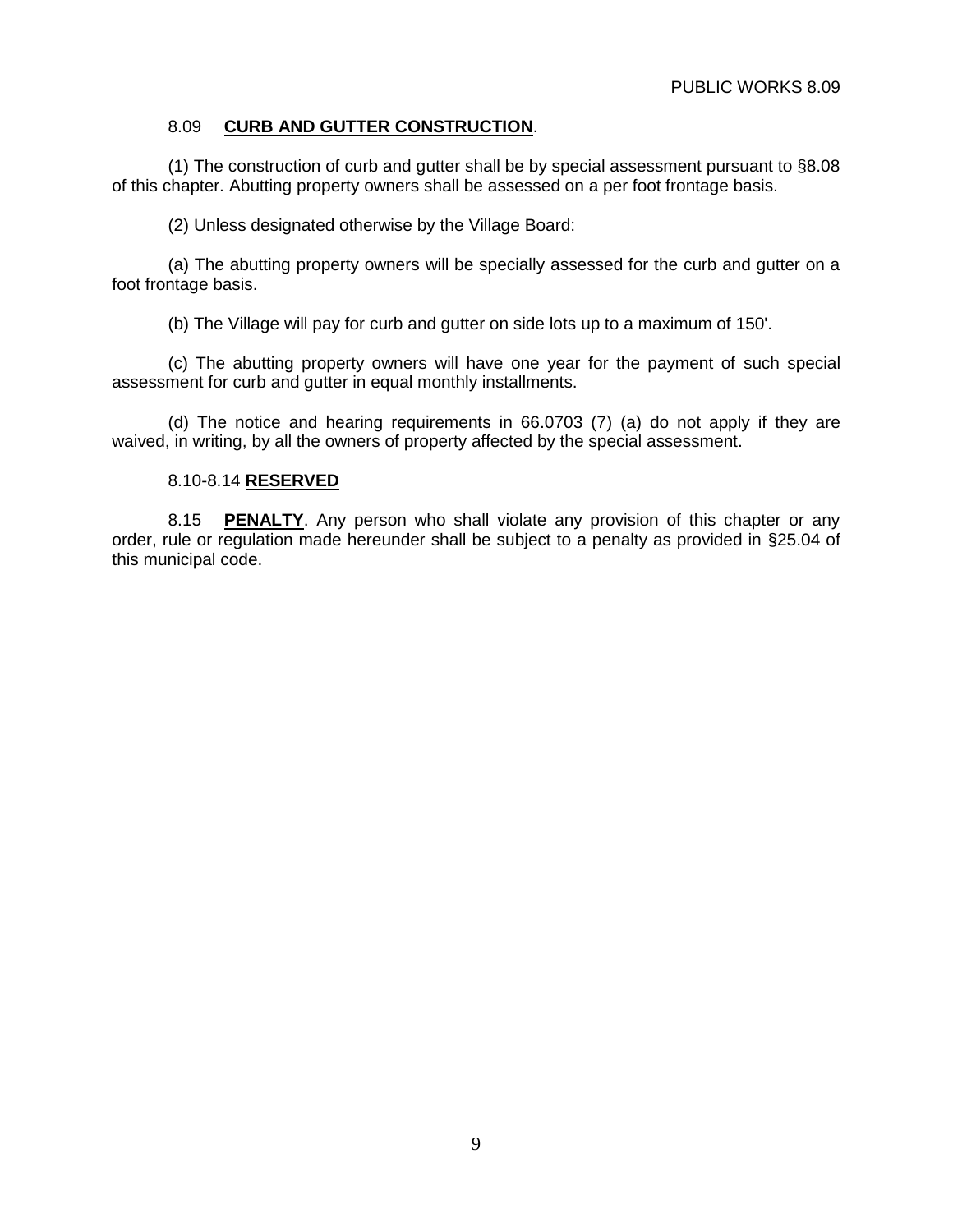8.09 **CURB AND GUTTER CONSTRUCTION**.

(1) The construction of curb and gutter shall be by special assessment pursuant to §8.08 of this chapter. Abutting property owners shall be assessed on a per foot frontage basis.

(2) Unless designated otherwise by the Village Board:

(a) The abutting property owners will be specially assessed for the curb and gutter on a foot frontage basis.

(b) The Village will pay for curb and gutter on side lots up to a maximum of 150'.

(c) The abutting property owners will have one year for the payment of such special assessment for curb and gutter in equal monthly installments.

(d) The notice and hearing requirements in 66.0703 (7) (a) do not apply if they are waived, in writing, by all the owners of property affected by the special assessment.

8.10-8.14 **RESERVED**

8.15 **PENALTY**. Any person who shall violate any provision of this chapter or any order, rule or regulation made hereunder shall be subject to a penalty as provided in §25.04 of this municipal code.